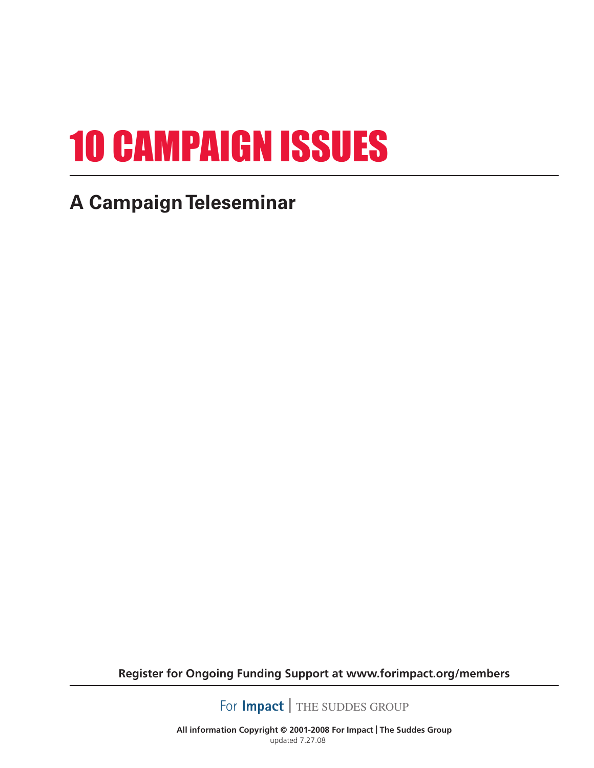# 10 CAMPAIGN ISSUES

## A Campaign Teleseminar

**Register for Ongoing Funding Support at www.forimpact.org/members**

For **Impact** | THE SUDDES GROUP

**All information Copyright © 2001-2008 For Impact | The Suddes Group**
updated 7.27.08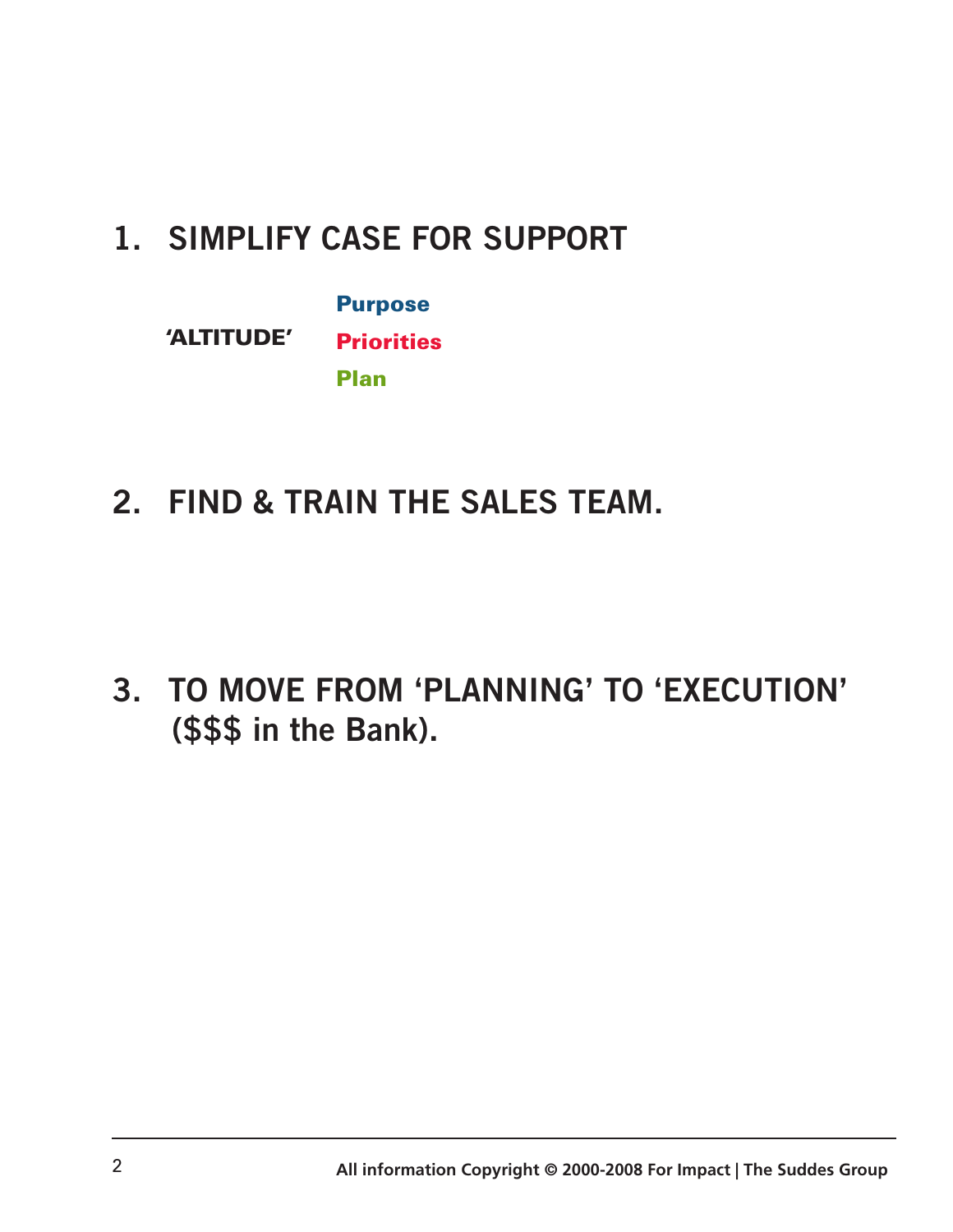## 1. SIMPLIFY CASE FOR SUPPORT

**'ALTITUDE'**

- **Purpose**
- **Priorities**
- **Plan**

## 2. FIND & TRAIN THE SALES TEAM.

## 3. TO MOVE FROM 'PLANNING' TO 'EXECUTION' ($$$ in the Bank).

**All information Copyright © 2000-2008 For Impact | The Suddes Group**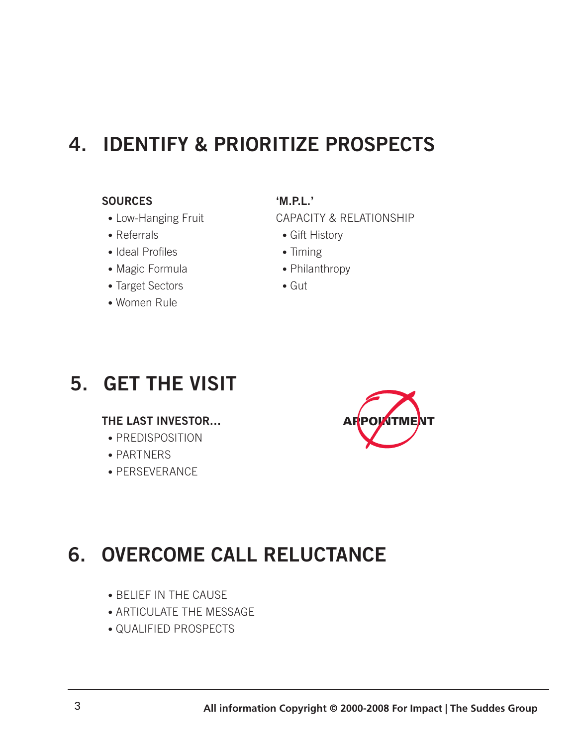## 4. IDENTIFY & PRIORITIZE PROSPECTS

**SOURCES**

- Low-Hanging Fruit
- Referrals
- Ideal Profiles
- Magic Formula
- Target Sectors
- Women Rule

**'M.P.L.'**

CAPACITY & RELATIONSHIP

- Gift History
- Timing
- Philanthropy
- Gut

## 5. GET THE VISIT

**THE LAST INVESTOR...**

- PREDISPOSITION
- PARTNERS
- PERSEVERANCE

APPOINTMENT

## 6. OVERCOME CALL RELUCTANCE

- BELIEF IN THE CAUSE
- ARTICULATE THE MESSAGE
- QUALIFIED PROSPECTS

**All information Copyright © 2000-2008 For Impact | The Suddes Group**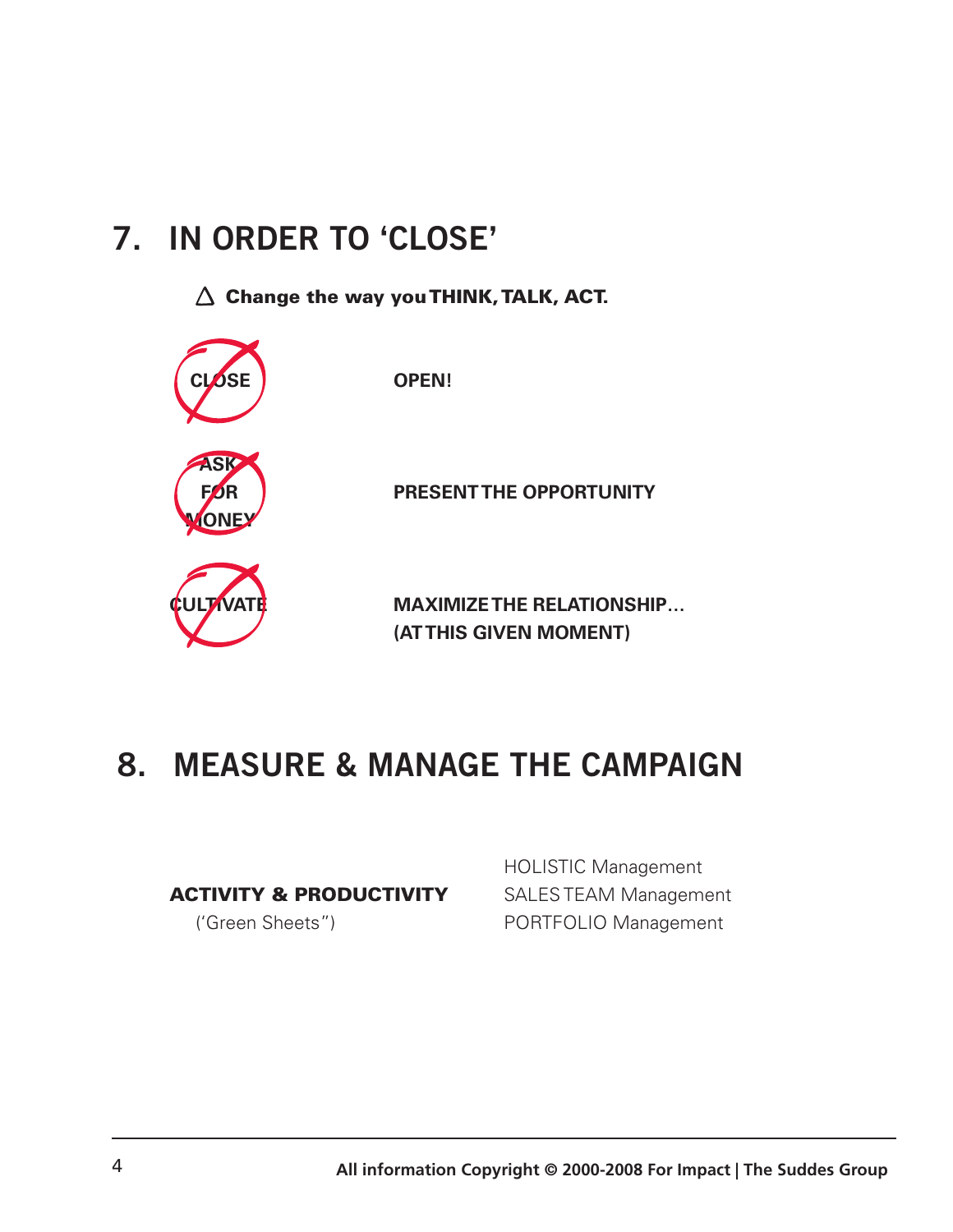## 7. IN ORDER TO 'CLOSE'

△ **Change the way you THINK, TALK, ACT.**

| | |
|---|---|
| ~~CLOSE~~ | **OPEN!** |
| ~~ASK FOR MONEY~~ | **PRESENT THE OPPORTUNITY** |
| ~~CULTIVATE~~ | **MAXIMIZE THE RELATIONSHIP… (AT THIS GIVEN MOMENT)** |

## 8. MEASURE & MANAGE THE CAMPAIGN

**ACTIVITY & PRODUCTIVITY**
('Green Sheets")

HOLISTIC Management
SALES TEAM Management
PORTFOLIO Management

**All information Copyright © 2000-2008 For Impact | The Suddes Group**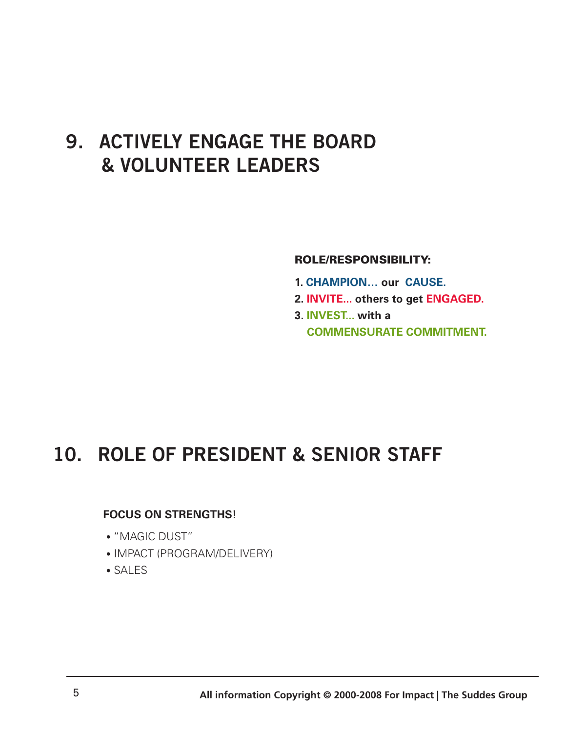## 9. ACTIVELY ENGAGE THE BOARD & VOLUNTEER LEADERS

**ROLE/RESPONSIBILITY:**

1. **CHAMPION… our CAUSE.**
2. **INVITE… others to get ENGAGED.**
3. **INVEST… with a COMMENSURATE COMMITMENT.**

## 10. ROLE OF PRESIDENT & SENIOR STAFF

**FOCUS ON STRENGTHS!**

- "MAGIC DUST"
- IMPACT (PROGRAM/DELIVERY)
- SALES

All information Copyright © 2000-2008 For Impact | The Suddes Group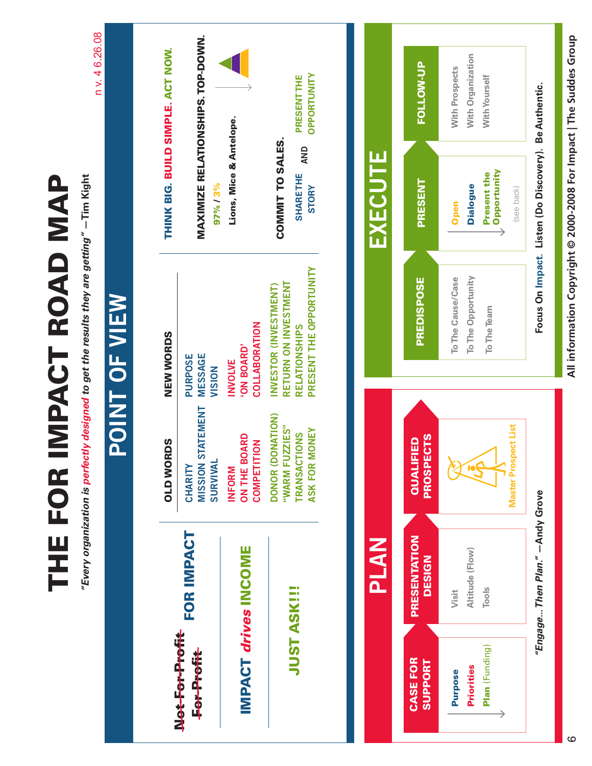# THE FOR IMPACT ROAD MAP

*"Every organization is perfectly designed to get the results they are getting"* —Tim Kight

n v. 4 6.26.08

## POINT OF VIEW

~~Not For-Profit~~
~~For-Profit~~
**FOR IMPACT**

**IMPACT *drives* INCOME**

**JUST ASK!!!**

| OLD WORDS | NEW WORDS |
|---|---|
| CHARITY | PURPOSE |
| MISSION STATEMENT | MESSAGE |
| SURVIVAL | VISION |
| INFORM | INVOLVE |
| ON THE BOARD | 'ON BOARD' |
| COMPETITION | COLLABORATION |
| DONOR (DONATION) | INVESTOR (INVESTMENT) |
| "WARM FUZZIES" | RETURN ON INVESTMENT |
| TRANSACTIONS | RELATIONSHIPS |
| ASK FOR MONEY | PRESENT THE OPPORTUNITY |

**THINK BIG. BUILD SIMPLE. ACT NOW.**

**MAXIMIZE RELATIONSHIPS. TOP-DOWN.**

97% / 3%

Lions, Mice & Antelope.

**COMMIT TO SALES.**

SHARE THE STORY AND PRESENT THE OPPORTUNITY

## PLAN

**CASE FOR SUPPORT**
- Purpose
- Priorities
- Plan (Funding)

**PRESENTATION DESIGN**
- Visit
- Altitude (Flow)
- Tools

**QUALIFIED PROSPECTS**
- Master Prospect List

*"Engage... Then Plan."* —Andy Grove

## EXECUTE

**PREDISPOSE**
- To The Cause/Case
- To The Opportunity
- To The Team

**PRESENT**
- Open
- Dialogue
- Present the Opportunity

(see back)

**FOLLOW-UP**
- With Prospects
- With Organization
- With Yourself

Focus On Impact. Listen (Do Discovery). Be Authentic.

All information Copyright © 2000-2008 For Impact | The Suddes Group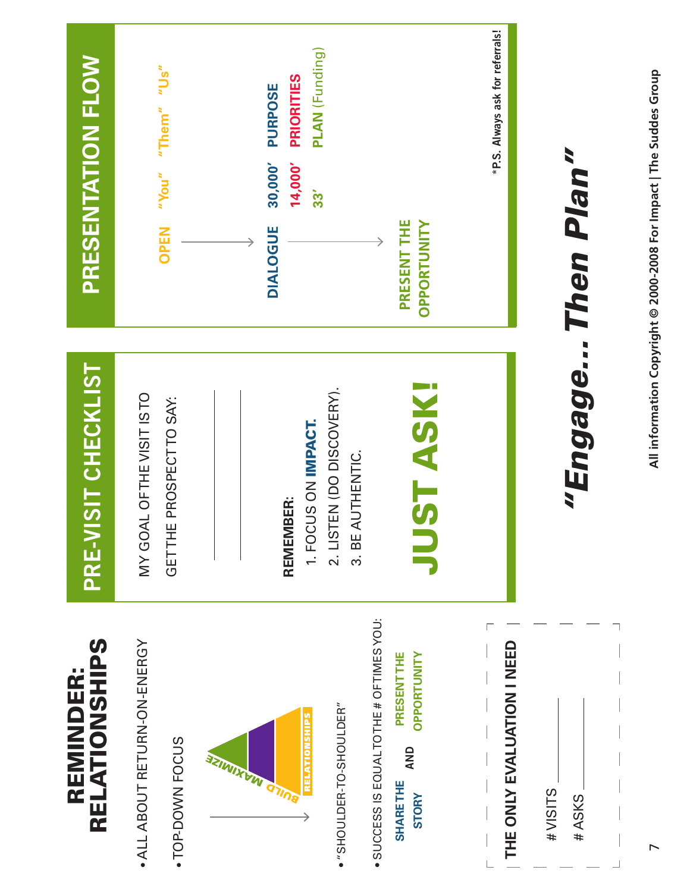## REMINDER: RELATIONSHIPS

- ALL ABOUT RETURN-ON-ENERGY
- TOP-DOWN FOCUS

BUILD RELATIONSHIPS — MAXIMIZE

- "SHOULDER-TO-SHOULDER"
- SUCCESS IS EQUAL TO THE # OF TIMES YOU:

**SHARE THE STORY** AND **PRESENT THE OPPORTUNITY**

**THE ONLY EVALUATION I NEED**

# VISITS ______

# ASKS ______

## PRE-VISIT CHECKLIST

MY GOAL OF THE VISIT IS TO GET THE PROSPECT TO SAY:

______

______

**REMEMBER:**

1. FOCUS ON **IMPACT.**
2. LISTEN (DO DISCOVERY).
3. BE AUTHENTIC.

# JUST ASK!

## PRESENTATION FLOW

**OPEN** → "You" "Them" "Us"

**DIALOGUE** → 30,000' **PURPOSE**

14,000' **PRIORITIES**

33' **PLAN** (Funding)

**PRESENT THE OPPORTUNITY**

*P.S. Always ask for referrals!

# *"Engage... Then Plan"*

All information Copyright © 2000-2008 For Impact | The Suddes Group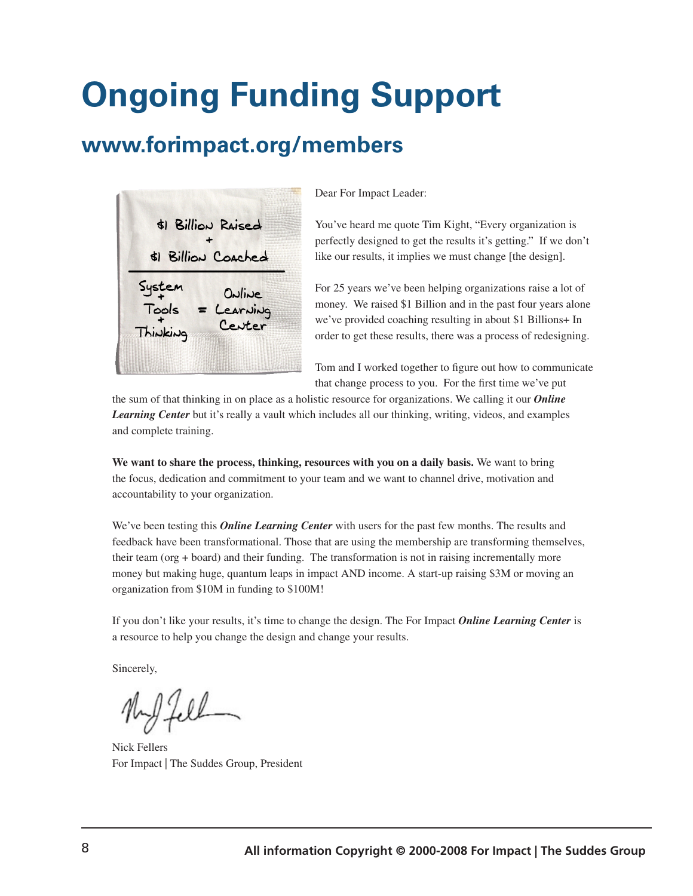# Ongoing Funding Support

## www.forimpact.org/members

$1 Billion Raised
+
$1 Billion Coached

System
+
Tools
+
Thinking
= Online Learning Center

Dear For Impact Leader:

You've heard me quote Tim Kight, "Every organization is perfectly designed to get the results it's getting." If we don't like our results, it implies we must change [the design].

For 25 years we've been helping organizations raise a lot of money. We raised $1 Billion and in the past four years alone we've provided coaching resulting in about $1 Billions+ In order to get these results, there was a process of redesigning.

Tom and I worked together to figure out how to communicate that change process to you. For the first time we've put the sum of that thinking in on place as a holistic resource for organizations. We calling it our ***Online Learning Center*** but it's really a vault which includes all our thinking, writing, videos, and examples and complete training.

**We want to share the process, thinking, resources with you on a daily basis.** We want to bring the focus, dedication and commitment to your team and we want to channel drive, motivation and accountability to your organization.

We've been testing this ***Online Learning Center*** with users for the past few months. The results and feedback have been transformational. Those that are using the membership are transforming themselves, their team (org + board) and their funding. The transformation is not in raising incrementally more money but making huge, quantum leaps in impact AND income. A start-up raising $3M or moving an organization from $10M in funding to $100M!

If you don't like your results, it's time to change the design. The For Impact ***Online Learning Center*** is a resource to help you change the design and change your results.

Sincerely,

Nick Fellers
For Impact | The Suddes Group, President

All information Copyright © 2000-2008 For Impact | The Suddes Group